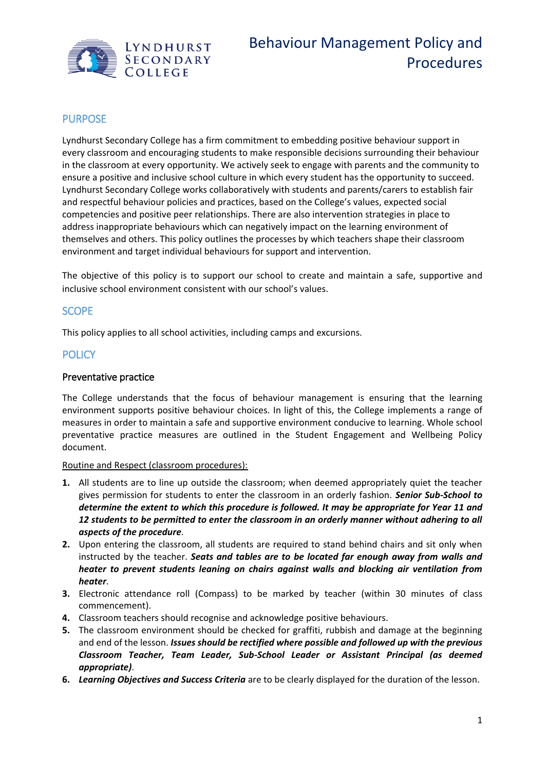# Behaviour Management Policy and Procedures

## PURPOSE

Lyndhurst Secondary College has a firm commitment to embedding positive behaviour support in every classroom and encouraging students to make responsible decisions surrounding their behaviour in the classroom at every opportunity. We actively seek to engage with parents and the community to ensure a positive and inclusive school culture in which every student has the opportunity to succeed. Lyndhurst Secondary College works collaboratively with students and parents/carers to establish fair and respectful behaviour policies and practices, based on the College's values, expected social competencies and positive peer relationships. There are also intervention strategies in place to address inappropriate behaviours which can negatively impact on the learning environment of themselves and others. This policy outlines the processes by which teachers shape their classroom environment and target individual behaviours for support and intervention.

The objective of this policy is to support our school to create and maintain a safe, supportive and inclusive school environment consistent with our school's values.

## SCOPE

This policy applies to all school activities, including camps and excursions.

## POLICY

### Preventative practice

The College understands that the focus of behaviour management is ensuring that the learning environment supports positive behaviour choices. In light of this, the College implements a range of measures in order to maintain a safe and supportive environment conducive to learning. Whole school preventative practice measures are outlined in the Student Engagement and Wellbeing Policy document.

<u>Routine and Respect (classroom procedures):</u>

1. All students are to line up outside the classroom; when deemed appropriately quiet the teacher gives permission for students to enter the classroom in an orderly fashion. ***Senior Sub-School to determine the extent to which this procedure is followed. It may be appropriate for Year 11 and 12 students to be permitted to enter the classroom in an orderly manner without adhering to all aspects of the procedure***.
2. Upon entering the classroom, all students are required to stand behind chairs and sit only when instructed by the teacher. ***Seats and tables are to be located far enough away from walls and heater to prevent students leaning on chairs against walls and blocking air ventilation from heater***.
3. Electronic attendance roll (Compass) to be marked by teacher (within 30 minutes of class commencement).
4. Classroom teachers should recognise and acknowledge positive behaviours.
5. The classroom environment should be checked for graffiti, rubbish and damage at the beginning and end of the lesson. ***Issues should be rectified where possible and followed up with the previous Classroom Teacher, Team Leader, Sub-School Leader or Assistant Principal (as deemed appropriate)***.
6. ***Learning Objectives and Success Criteria*** are to be clearly displayed for the duration of the lesson.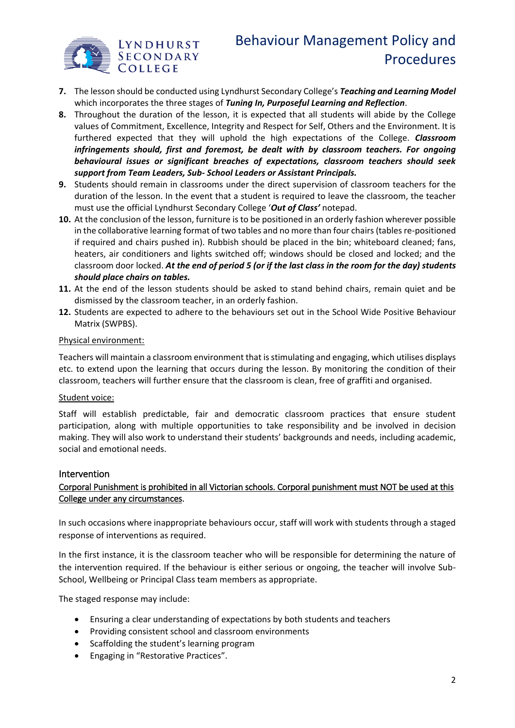7. The lesson should be conducted using Lyndhurst Secondary College's ***Teaching and Learning Model*** which incorporates the three stages of ***Tuning In, Purposeful Learning and Reflection***.
8. Throughout the duration of the lesson, it is expected that all students will abide by the College values of Commitment, Excellence, Integrity and Respect for Self, Others and the Environment. It is furthered expected that they will uphold the high expectations of the College. ***Classroom infringements should, first and foremost, be dealt with by classroom teachers. For ongoing behavioural issues or significant breaches of expectations, classroom teachers should seek support from Team Leaders, Sub- School Leaders or Assistant Principals.***
9. Students should remain in classrooms under the direct supervision of classroom teachers for the duration of the lesson. In the event that a student is required to leave the classroom, the teacher must use the official Lyndhurst Secondary College '***Out of Class'*** notepad.
10. At the conclusion of the lesson, furniture is to be positioned in an orderly fashion wherever possible in the collaborative learning format of two tables and no more than four chairs (tables re-positioned if required and chairs pushed in). Rubbish should be placed in the bin; whiteboard cleaned; fans, heaters, air conditioners and lights switched off; windows should be closed and locked; and the classroom door locked. ***At the end of period 5 (or if the last class in the room for the day) students should place chairs on tables.***
11. At the end of the lesson students should be asked to stand behind chairs, remain quiet and be dismissed by the classroom teacher, in an orderly fashion.
12. Students are expected to adhere to the behaviours set out in the School Wide Positive Behaviour Matrix (SWPBS).

Physical environment:

Teachers will maintain a classroom environment that is stimulating and engaging, which utilises displays etc. to extend upon the learning that occurs during the lesson. By monitoring the condition of their classroom, teachers will further ensure that the classroom is clean, free of graffiti and organised.

Student voice:

Staff will establish predictable, fair and democratic classroom practices that ensure student participation, along with multiple opportunities to take responsibility and be involved in decision making. They will also work to understand their students' backgrounds and needs, including academic, social and emotional needs.

## Intervention

Corporal Punishment is prohibited in all Victorian schools. Corporal punishment must NOT be used at this College under any circumstances.

In such occasions where inappropriate behaviours occur, staff will work with students through a staged response of interventions as required.

In the first instance, it is the classroom teacher who will be responsible for determining the nature of the intervention required. If the behaviour is either serious or ongoing, the teacher will involve Sub-School, Wellbeing or Principal Class team members as appropriate.

The staged response may include:

- Ensuring a clear understanding of expectations by both students and teachers
- Providing consistent school and classroom environments
- Scaffolding the student's learning program
- Engaging in "Restorative Practices".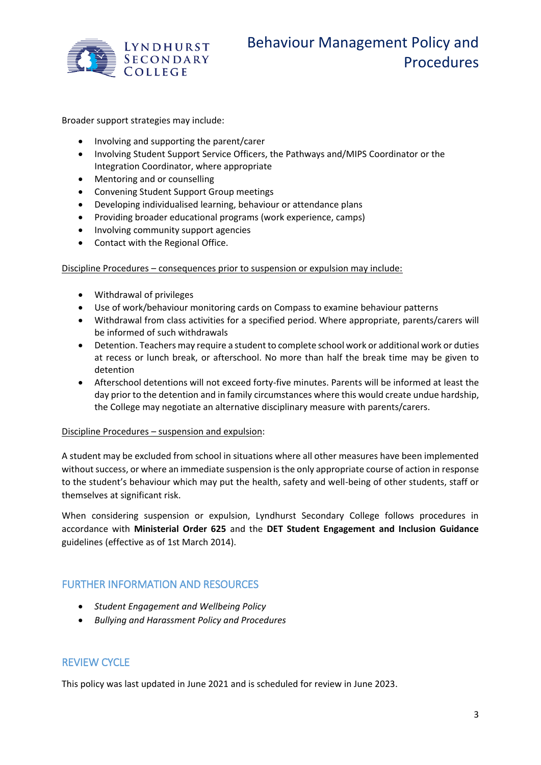Broader support strategies may include:

- Involving and supporting the parent/carer
- Involving Student Support Service Officers, the Pathways and/MIPS Coordinator or the Integration Coordinator, where appropriate
- Mentoring and or counselling
- Convening Student Support Group meetings
- Developing individualised learning, behaviour or attendance plans
- Providing broader educational programs (work experience, camps)
- Involving community support agencies
- Contact with the Regional Office.

Discipline Procedures – consequences prior to suspension or expulsion may include:

- Withdrawal of privileges
- Use of work/behaviour monitoring cards on Compass to examine behaviour patterns
- Withdrawal from class activities for a specified period. Where appropriate, parents/carers will be informed of such withdrawals
- Detention. Teachers may require a student to complete school work or additional work or duties at recess or lunch break, or afterschool. No more than half the break time may be given to detention
- Afterschool detentions will not exceed forty-five minutes. Parents will be informed at least the day prior to the detention and in family circumstances where this would create undue hardship, the College may negotiate an alternative disciplinary measure with parents/carers.

Discipline Procedures – suspension and expulsion:

A student may be excluded from school in situations where all other measures have been implemented without success, or where an immediate suspension is the only appropriate course of action in response to the student's behaviour which may put the health, safety and well-being of other students, staff or themselves at significant risk.

When considering suspension or expulsion, Lyndhurst Secondary College follows procedures in accordance with **Ministerial Order 625** and the **DET Student Engagement and Inclusion Guidance** guidelines (effective as of 1st March 2014).

## FURTHER INFORMATION AND RESOURCES

- *Student Engagement and Wellbeing Policy*
- *Bullying and Harassment Policy and Procedures*

## REVIEW CYCLE

This policy was last updated in June 2021 and is scheduled for review in June 2023.